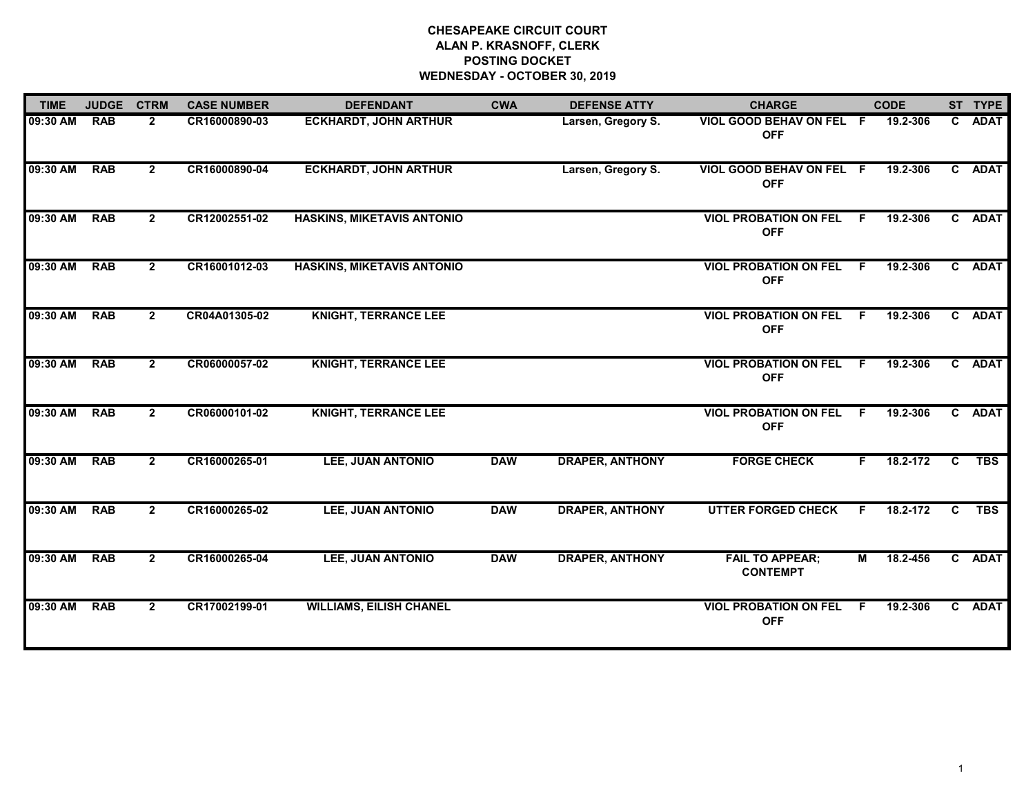**CHESAPEAKE CIRCUIT COURT**
**ALAN P. KRASNOFF, CLERK**
**POSTING DOCKET**
**WEDNESDAY - OCTOBER 30, 2019**

| TIME | JUDGE | CTRM | CASE NUMBER | DEFENDANT | CWA | DEFENSE ATTY | CHARGE | | CODE | ST | TYPE |
|---|---|---|---|---|---|---|---|---|---|---|---|
| 09:30 AM | RAB | 2 | CR16000890-03 | ECKHARDT, JOHN ARTHUR | | Larsen, Gregory S. | VIOL GOOD BEHAV ON FEL OFF | F | 19.2-306 | C | ADAT |
| 09:30 AM | RAB | 2 | CR16000890-04 | ECKHARDT, JOHN ARTHUR | | Larsen, Gregory S. | VIOL GOOD BEHAV ON FEL OFF | F | 19.2-306 | C | ADAT |
| 09:30 AM | RAB | 2 | CR12002551-02 | HASKINS, MIKETAVIS ANTONIO | | | VIOL PROBATION ON FEL OFF | F | 19.2-306 | C | ADAT |
| 09:30 AM | RAB | 2 | CR16001012-03 | HASKINS, MIKETAVIS ANTONIO | | | VIOL PROBATION ON FEL OFF | F | 19.2-306 | C | ADAT |
| 09:30 AM | RAB | 2 | CR04A01305-02 | KNIGHT, TERRANCE LEE | | | VIOL PROBATION ON FEL OFF | F | 19.2-306 | C | ADAT |
| 09:30 AM | RAB | 2 | CR06000057-02 | KNIGHT, TERRANCE LEE | | | VIOL PROBATION ON FEL OFF | F | 19.2-306 | C | ADAT |
| 09:30 AM | RAB | 2 | CR06000101-02 | KNIGHT, TERRANCE LEE | | | VIOL PROBATION ON FEL OFF | F | 19.2-306 | C | ADAT |
| 09:30 AM | RAB | 2 | CR16000265-01 | LEE, JUAN ANTONIO | DAW | DRAPER, ANTHONY | FORGE CHECK | F | 18.2-172 | C | TBS |
| 09:30 AM | RAB | 2 | CR16000265-02 | LEE, JUAN ANTONIO | DAW | DRAPER, ANTHONY | UTTER FORGED CHECK | F | 18.2-172 | C | TBS |
| 09:30 AM | RAB | 2 | CR16000265-04 | LEE, JUAN ANTONIO | DAW | DRAPER, ANTHONY | FAIL TO APPEAR; CONTEMPT | M | 18.2-456 | C | ADAT |
| 09:30 AM | RAB | 2 | CR17002199-01 | WILLIAMS, EILISH CHANEL | | | VIOL PROBATION ON FEL OFF | F | 19.2-306 | C | ADAT |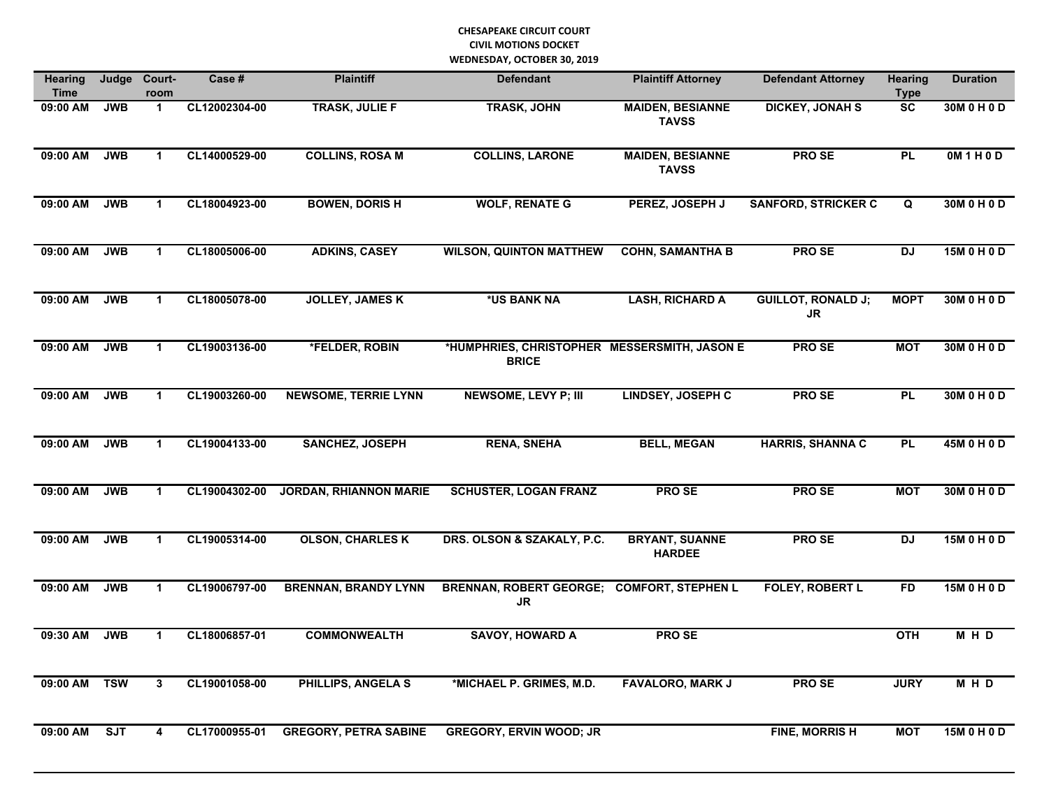**CHESAPEAKE CIRCUIT COURT**
**CIVIL MOTIONS DOCKET**
**WEDNESDAY, OCTOBER 30, 2019**

| Hearing Time | Judge | Court-room | Case # | Plaintiff | Defendant | Plaintiff Attorney | Defendant Attorney | Hearing Type | Duration |
|---|---|---|---|---|---|---|---|---|---|
| 09:00 AM | JWB | 1 | CL12002304-00 | TRASK, JULIE F | TRASK, JOHN | MAIDEN, BESIANNE TAVSS | DICKEY, JONAH S | SC | 30M 0 H 0 D |
| 09:00 AM | JWB | 1 | CL14000529-00 | COLLINS, ROSA M | COLLINS, LARONE | MAIDEN, BESIANNE TAVSS | PRO SE | PL | 0M 1 H 0 D |
| 09:00 AM | JWB | 1 | CL18004923-00 | BOWEN, DORIS H | WOLF, RENATE G | PEREZ, JOSEPH J | SANFORD, STRICKER C | Q | 30M 0 H 0 D |
| 09:00 AM | JWB | 1 | CL18005006-00 | ADKINS, CASEY | WILSON, QUINTON MATTHEW | COHN, SAMANTHA B | PRO SE | DJ | 15M 0 H 0 D |
| 09:00 AM | JWB | 1 | CL18005078-00 | JOLLEY, JAMES K | *US BANK NA | LASH, RICHARD A | GUILLOT, RONALD J; JR | MOPT | 30M 0 H 0 D |
| 09:00 AM | JWB | 1 | CL19003136-00 | *FELDER, ROBIN | *HUMPHRIES, CHRISTOPHER BRICE | MESSERSMITH, JASON E | PRO SE | MOT | 30M 0 H 0 D |
| 09:00 AM | JWB | 1 | CL19003260-00 | NEWSOME, TERRIE LYNN | NEWSOME, LEVY P; III | LINDSEY, JOSEPH C | PRO SE | PL | 30M 0 H 0 D |
| 09:00 AM | JWB | 1 | CL19004133-00 | SANCHEZ, JOSEPH | RENA, SNEHA | BELL, MEGAN | HARRIS, SHANNA C | PL | 45M 0 H 0 D |
| 09:00 AM | JWB | 1 | CL19004302-00 | JORDAN, RHIANNON MARIE | SCHUSTER, LOGAN FRANZ | PRO SE | PRO SE | MOT | 30M 0 H 0 D |
| 09:00 AM | JWB | 1 | CL19005314-00 | OLSON, CHARLES K | DRS. OLSON & SZAKALY, P.C. | BRYANT, SUANNE HARDEE | PRO SE | DJ | 15M 0 H 0 D |
| 09:00 AM | JWB | 1 | CL19006797-00 | BRENNAN, BRANDY LYNN | BRENNAN, ROBERT GEORGE; JR | COMFORT, STEPHEN L | FOLEY, ROBERT L | FD | 15M 0 H 0 D |
| 09:30 AM | JWB | 1 | CL18006857-01 | COMMONWEALTH | SAVOY, HOWARD A | PRO SE | | OTH | M H D |
| 09:00 AM | TSW | 3 | CL19001058-00 | PHILLIPS, ANGELA S | *MICHAEL P. GRIMES, M.D. | FAVALORO, MARK J | PRO SE | JURY | M H D |
| 09:00 AM | SJT | 4 | CL17000955-01 | GREGORY, PETRA SABINE | GREGORY, ERVIN WOOD; JR | | FINE, MORRIS H | MOT | 15M 0 H 0 D |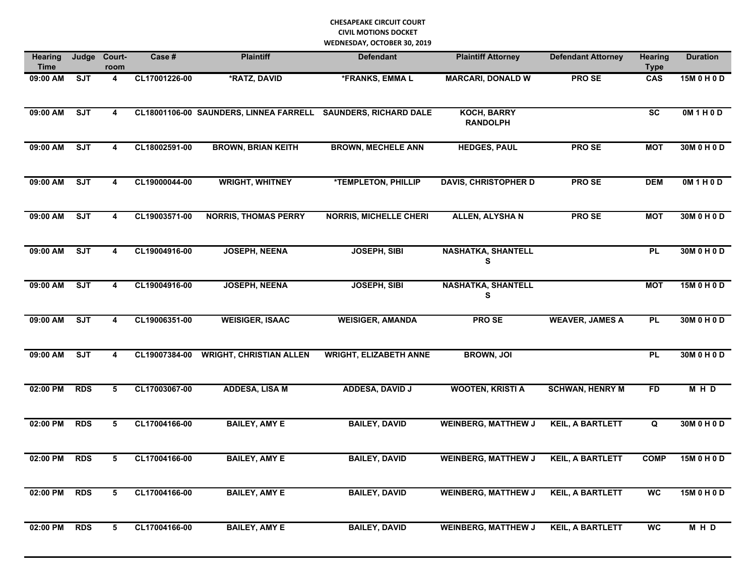**CHESAPEAKE CIRCUIT COURT**
**CIVIL MOTIONS DOCKET**
**WEDNESDAY, OCTOBER 30, 2019**

| Hearing Time | Judge | Court-room | Case # | Plaintiff | Defendant | Plaintiff Attorney | Defendant Attorney | Hearing Type | Duration |
|---|---|---|---|---|---|---|---|---|---|
| 09:00 AM | SJT | 4 | CL17001226-00 | *RATZ, DAVID | *FRANKS, EMMA L | MARCARI, DONALD W | PRO SE | CAS | 15M 0 H 0 D |
| 09:00 AM | SJT | 4 | CL18001106-00 | SAUNDERS, LINNEA FARRELL | SAUNDERS, RICHARD DALE | KOCH, BARRY RANDOLPH | | SC | 0M 1 H 0 D |
| 09:00 AM | SJT | 4 | CL18002591-00 | BROWN, BRIAN KEITH | BROWN, MECHELE ANN | HEDGES, PAUL | PRO SE | MOT | 30M 0 H 0 D |
| 09:00 AM | SJT | 4 | CL19000044-00 | WRIGHT, WHITNEY | *TEMPLETON, PHILLIP | DAVIS, CHRISTOPHER D | PRO SE | DEM | 0M 1 H 0 D |
| 09:00 AM | SJT | 4 | CL19003571-00 | NORRIS, THOMAS PERRY | NORRIS, MICHELLE CHERI | ALLEN, ALYSHA N | PRO SE | MOT | 30M 0 H 0 D |
| 09:00 AM | SJT | 4 | CL19004916-00 | JOSEPH, NEENA | JOSEPH, SIBI | NASHATKA, SHANTELL S | | PL | 30M 0 H 0 D |
| 09:00 AM | SJT | 4 | CL19004916-00 | JOSEPH, NEENA | JOSEPH, SIBI | NASHATKA, SHANTELL S | | MOT | 15M 0 H 0 D |
| 09:00 AM | SJT | 4 | CL19006351-00 | WEISIGER, ISAAC | WEISIGER, AMANDA | PRO SE | WEAVER, JAMES A | PL | 30M 0 H 0 D |
| 09:00 AM | SJT | 4 | CL19007384-00 | WRIGHT, CHRISTIAN ALLEN | WRIGHT, ELIZABETH ANNE | BROWN, JOI | | PL | 30M 0 H 0 D |
| 02:00 PM | RDS | 5 | CL17003067-00 | ADDESA, LISA M | ADDESA, DAVID J | WOOTEN, KRISTI A | SCHWAN, HENRY M | FD | M H D |
| 02:00 PM | RDS | 5 | CL17004166-00 | BAILEY, AMY E | BAILEY, DAVID | WEINBERG, MATTHEW J | KEIL, A BARTLETT | Q | 30M 0 H 0 D |
| 02:00 PM | RDS | 5 | CL17004166-00 | BAILEY, AMY E | BAILEY, DAVID | WEINBERG, MATTHEW J | KEIL, A BARTLETT | COMP | 15M 0 H 0 D |
| 02:00 PM | RDS | 5 | CL17004166-00 | BAILEY, AMY E | BAILEY, DAVID | WEINBERG, MATTHEW J | KEIL, A BARTLETT | WC | 15M 0 H 0 D |
| 02:00 PM | RDS | 5 | CL17004166-00 | BAILEY, AMY E | BAILEY, DAVID | WEINBERG, MATTHEW J | KEIL, A BARTLETT | WC | M H D |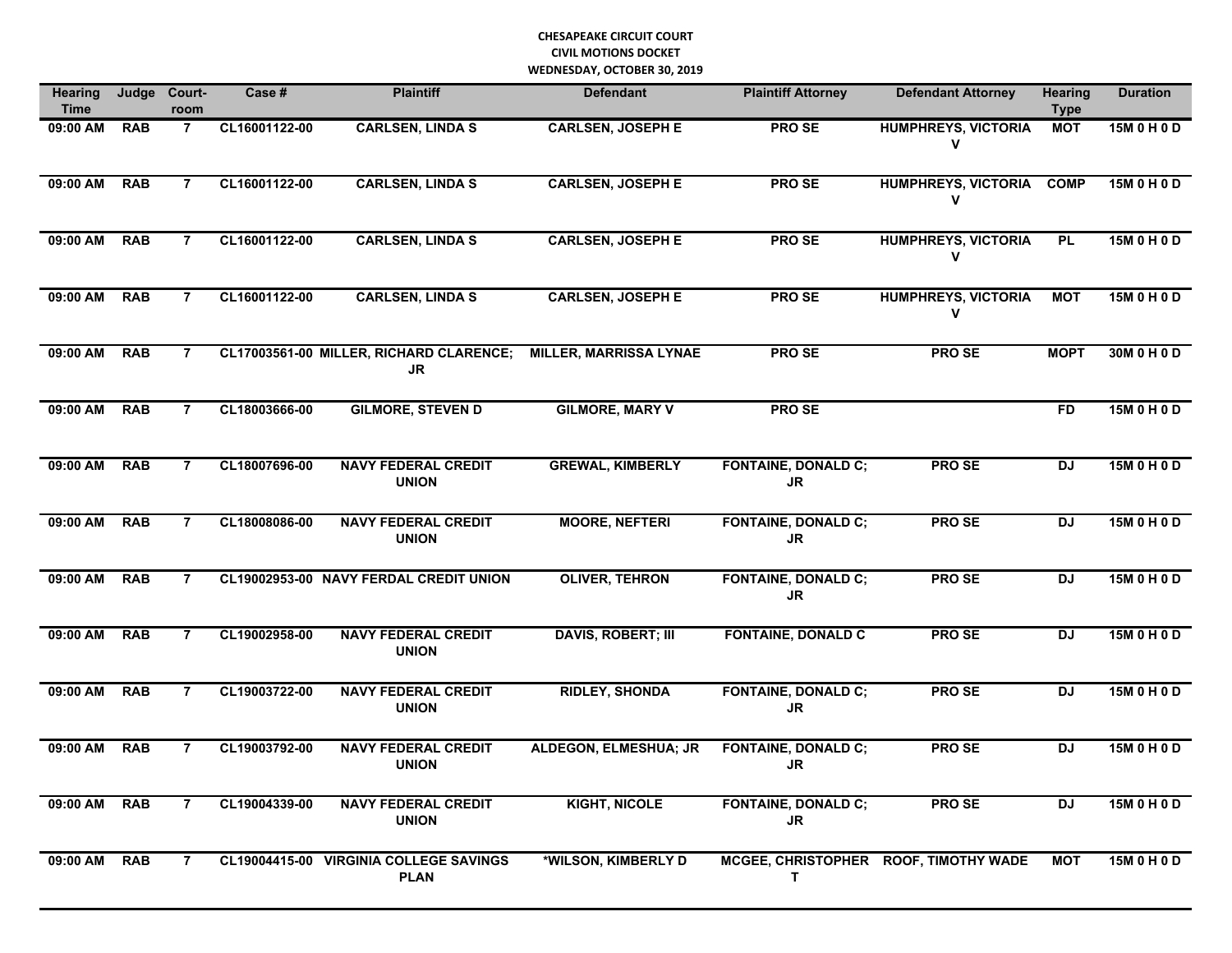**CHESAPEAKE CIRCUIT COURT**
**CIVIL MOTIONS DOCKET**
**WEDNESDAY, OCTOBER 30, 2019**

| Hearing Time | Judge | Court-room | Case # | Plaintiff | Defendant | Plaintiff Attorney | Defendant Attorney | Hearing Type | Duration |
|---|---|---|---|---|---|---|---|---|---|
| 09:00 AM | RAB | 7 | CL16001122-00 | CARLSEN, LINDA S | CARLSEN, JOSEPH E | PRO SE | HUMPHREYS, VICTORIA V | MOT | 15M 0 H 0 D |
| 09:00 AM | RAB | 7 | CL16001122-00 | CARLSEN, LINDA S | CARLSEN, JOSEPH E | PRO SE | HUMPHREYS, VICTORIA V | COMP | 15M 0 H 0 D |
| 09:00 AM | RAB | 7 | CL16001122-00 | CARLSEN, LINDA S | CARLSEN, JOSEPH E | PRO SE | HUMPHREYS, VICTORIA V | PL | 15M 0 H 0 D |
| 09:00 AM | RAB | 7 | CL16001122-00 | CARLSEN, LINDA S | CARLSEN, JOSEPH E | PRO SE | HUMPHREYS, VICTORIA V | MOT | 15M 0 H 0 D |
| 09:00 AM | RAB | 7 | CL17003561-00 | MILLER, RICHARD CLARENCE; JR | MILLER, MARRISSA LYNAE | PRO SE | PRO SE | MOPT | 30M 0 H 0 D |
| 09:00 AM | RAB | 7 | CL18003666-00 | GILMORE, STEVEN D | GILMORE, MARY V | PRO SE | | FD | 15M 0 H 0 D |
| 09:00 AM | RAB | 7 | CL18007696-00 | NAVY FEDERAL CREDIT UNION | GREWAL, KIMBERLY | FONTAINE, DONALD C; JR | PRO SE | DJ | 15M 0 H 0 D |
| 09:00 AM | RAB | 7 | CL18008086-00 | NAVY FEDERAL CREDIT UNION | MOORE, NEFTERI | FONTAINE, DONALD C; JR | PRO SE | DJ | 15M 0 H 0 D |
| 09:00 AM | RAB | 7 | CL19002953-00 | NAVY FERDAL CREDIT UNION | OLIVER, TEHRON | FONTAINE, DONALD C; JR | PRO SE | DJ | 15M 0 H 0 D |
| 09:00 AM | RAB | 7 | CL19002958-00 | NAVY FEDERAL CREDIT UNION | DAVIS, ROBERT; III | FONTAINE, DONALD C | PRO SE | DJ | 15M 0 H 0 D |
| 09:00 AM | RAB | 7 | CL19003722-00 | NAVY FEDERAL CREDIT UNION | RIDLEY, SHONDA | FONTAINE, DONALD C; JR | PRO SE | DJ | 15M 0 H 0 D |
| 09:00 AM | RAB | 7 | CL19003792-00 | NAVY FEDERAL CREDIT UNION | ALDEGON, ELMESHUA; JR | FONTAINE, DONALD C; JR | PRO SE | DJ | 15M 0 H 0 D |
| 09:00 AM | RAB | 7 | CL19004339-00 | NAVY FEDERAL CREDIT UNION | KIGHT, NICOLE | FONTAINE, DONALD C; JR | PRO SE | DJ | 15M 0 H 0 D |
| 09:00 AM | RAB | 7 | CL19004415-00 | VIRGINIA COLLEGE SAVINGS PLAN | *WILSON, KIMBERLY D | MCGEE, CHRISTOPHER T | ROOF, TIMOTHY WADE | MOT | 15M 0 H 0 D |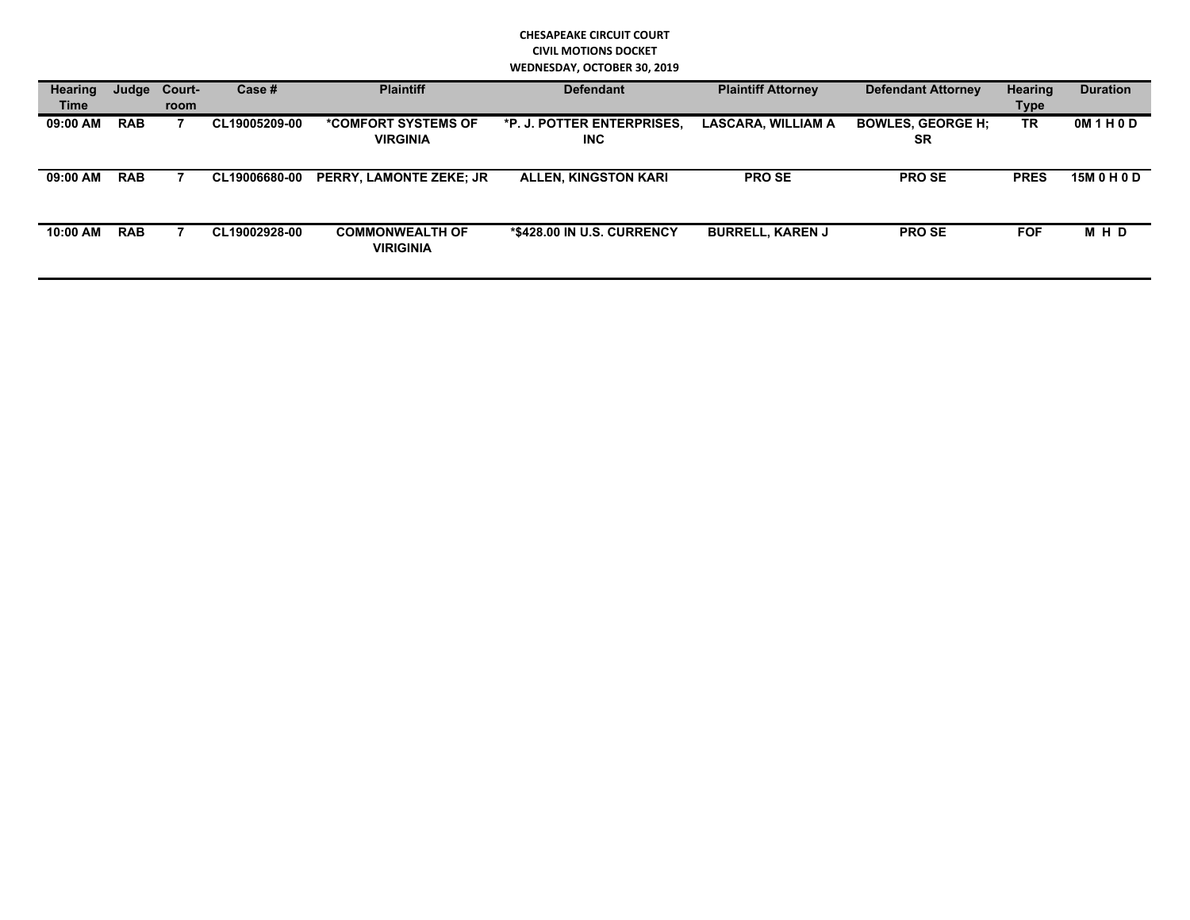**CHESAPEAKE CIRCUIT COURT**
**CIVIL MOTIONS DOCKET**
**WEDNESDAY, OCTOBER 30, 2019**

| Hearing Time | Judge | Court-room | Case # | Plaintiff | Defendant | Plaintiff Attorney | Defendant Attorney | Hearing Type | Duration |
|---|---|---|---|---|---|---|---|---|---|
| 09:00 AM | RAB | 7 | CL19005209-00 | *COMFORT SYSTEMS OF VIRGINIA | *P. J. POTTER ENTERPRISES, INC | LASCARA, WILLIAM A | BOWLES, GEORGE H; SR | TR | 0M 1 H 0 D |
| 09:00 AM | RAB | 7 | CL19006680-00 | PERRY, LAMONTE ZEKE; JR | ALLEN, KINGSTON KARI | PRO SE | PRO SE | PRES | 15M 0 H 0 D |
| 10:00 AM | RAB | 7 | CL19002928-00 | COMMONWEALTH OF VIRIGINIA | *$428.00 IN U.S. CURRENCY | BURRELL, KAREN J | PRO SE | FOF | M H D |